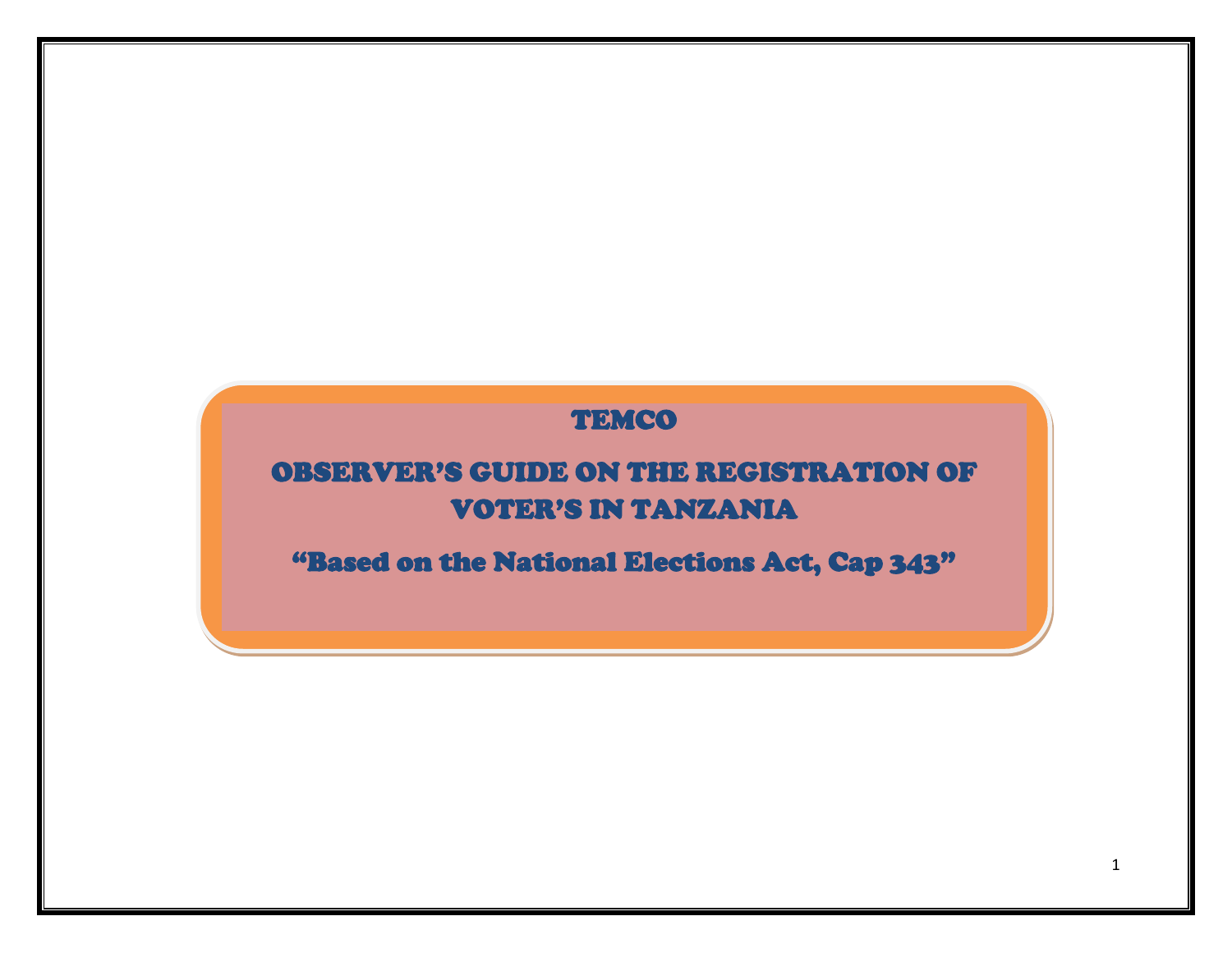# TEMCO

# OBSERVER'S GUIDE ON THE REGISTRATION OF VOTER'S IN TANZANIA

## "Based on the National Elections Act, Cap 343"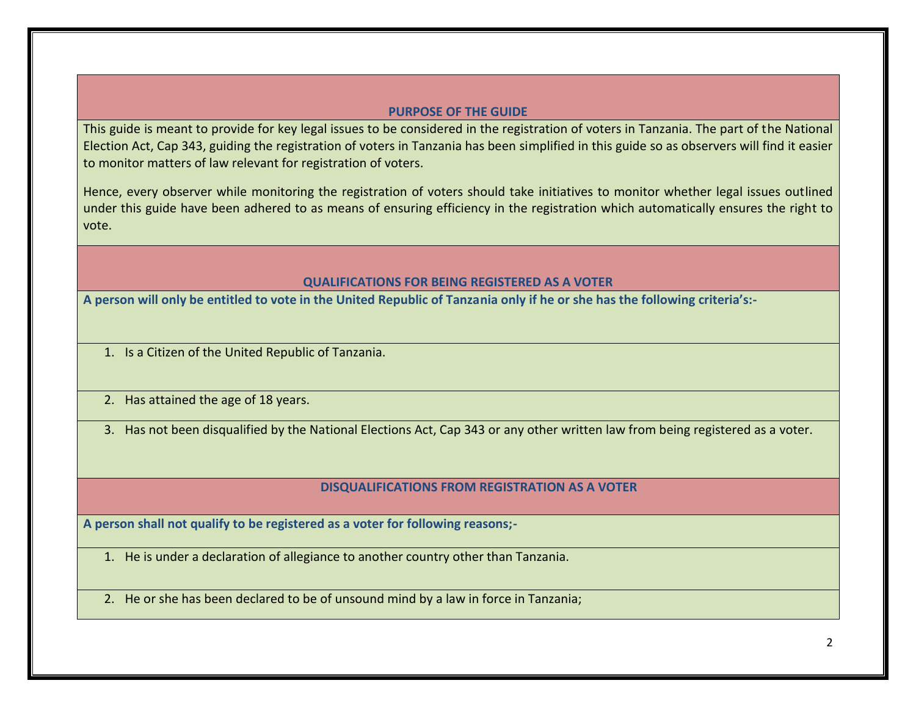## PURPOSE OF THE GUIDE

This guide is meant to provide for key legal issues to be considered in the registration of voters in Tanzania. The part of the National Election Act, Cap 343, guiding the registration of voters in Tanzania has been simplified in this guide so as observers will find it easier to monitor matters of law relevant for registration of voters.

Hence, every observer while monitoring the registration of voters should take initiatives to monitor whether legal issues outlined under this guide have been adhered to as means of ensuring efficiency in the registration which automatically ensures the right to vote.

## QUALIFICATIONS FOR BEING REGISTERED AS A VOTER

**A person will only be entitled to vote in the United Republic of Tanzania only if he or she has the following criteria's:-**

1. Is a Citizen of the United Republic of Tanzania.
2. Has attained the age of 18 years.
3. Has not been disqualified by the National Elections Act, Cap 343 or any other written law from being registered as a voter.

## DISQUALIFICATIONS FROM REGISTRATION AS A VOTER

**A person shall not qualify to be registered as a voter for following reasons;-**

1. He is under a declaration of allegiance to another country other than Tanzania.
2. He or she has been declared to be of unsound mind by a law in force in Tanzania;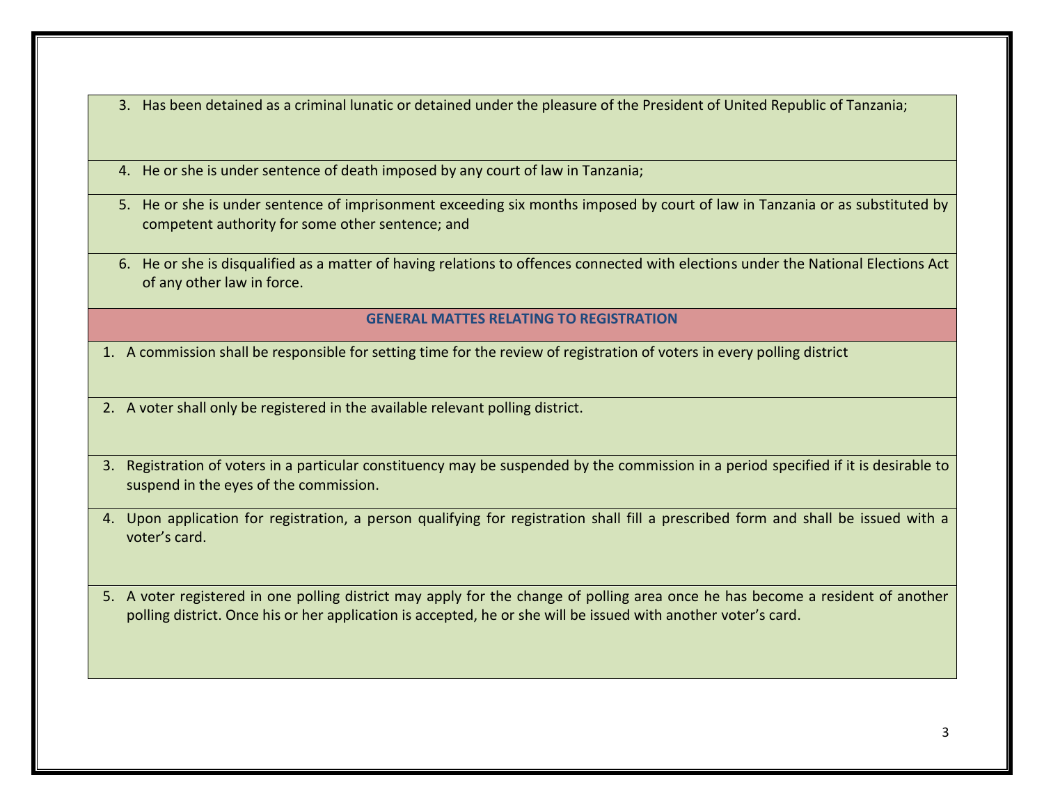3. Has been detained as a criminal lunatic or detained under the pleasure of the President of United Republic of Tanzania;
4. He or she is under sentence of death imposed by any court of law in Tanzania;
5. He or she is under sentence of imprisonment exceeding six months imposed by court of law in Tanzania or as substituted by competent authority for some other sentence; and
6. He or she is disqualified as a matter of having relations to offences connected with elections under the National Elections Act of any other law in force.

**GENERAL MATTES RELATING TO REGISTRATION**

1. A commission shall be responsible for setting time for the review of registration of voters in every polling district
2. A voter shall only be registered in the available relevant polling district.
3. Registration of voters in a particular constituency may be suspended by the commission in a period specified if it is desirable to suspend in the eyes of the commission.
4. Upon application for registration, a person qualifying for registration shall fill a prescribed form and shall be issued with a voter's card.
5. A voter registered in one polling district may apply for the change of polling area once he has become a resident of another polling district. Once his or her application is accepted, he or she will be issued with another voter's card.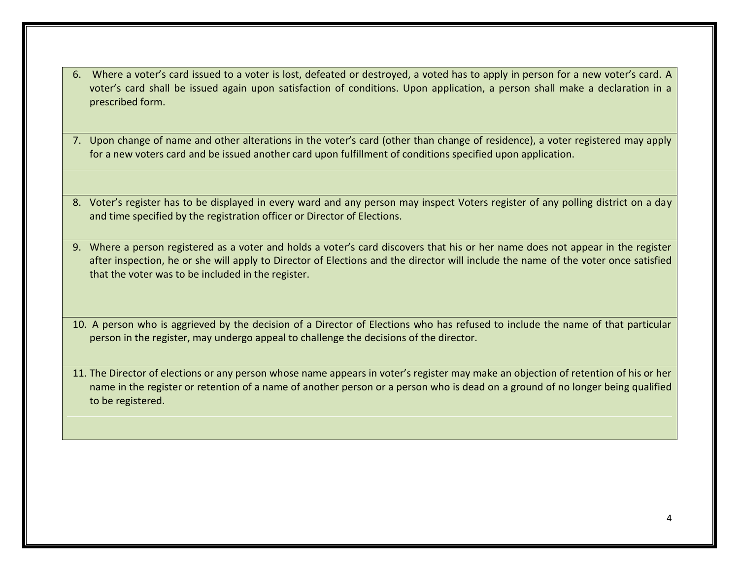6. Where a voter's card issued to a voter is lost, defeated or destroyed, a voted has to apply in person for a new voter's card. A voter's card shall be issued again upon satisfaction of conditions. Upon application, a person shall make a declaration in a prescribed form.

7. Upon change of name and other alterations in the voter's card (other than change of residence), a voter registered may apply for a new voters card and be issued another card upon fulfillment of conditions specified upon application.

8. Voter's register has to be displayed in every ward and any person may inspect Voters register of any polling district on a day and time specified by the registration officer or Director of Elections.

9. Where a person registered as a voter and holds a voter's card discovers that his or her name does not appear in the register after inspection, he or she will apply to Director of Elections and the director will include the name of the voter once satisfied that the voter was to be included in the register.

10. A person who is aggrieved by the decision of a Director of Elections who has refused to include the name of that particular person in the register, may undergo appeal to challenge the decisions of the director.

11. The Director of elections or any person whose name appears in voter's register may make an objection of retention of his or her name in the register or retention of a name of another person or a person who is dead on a ground of no longer being qualified to be registered.